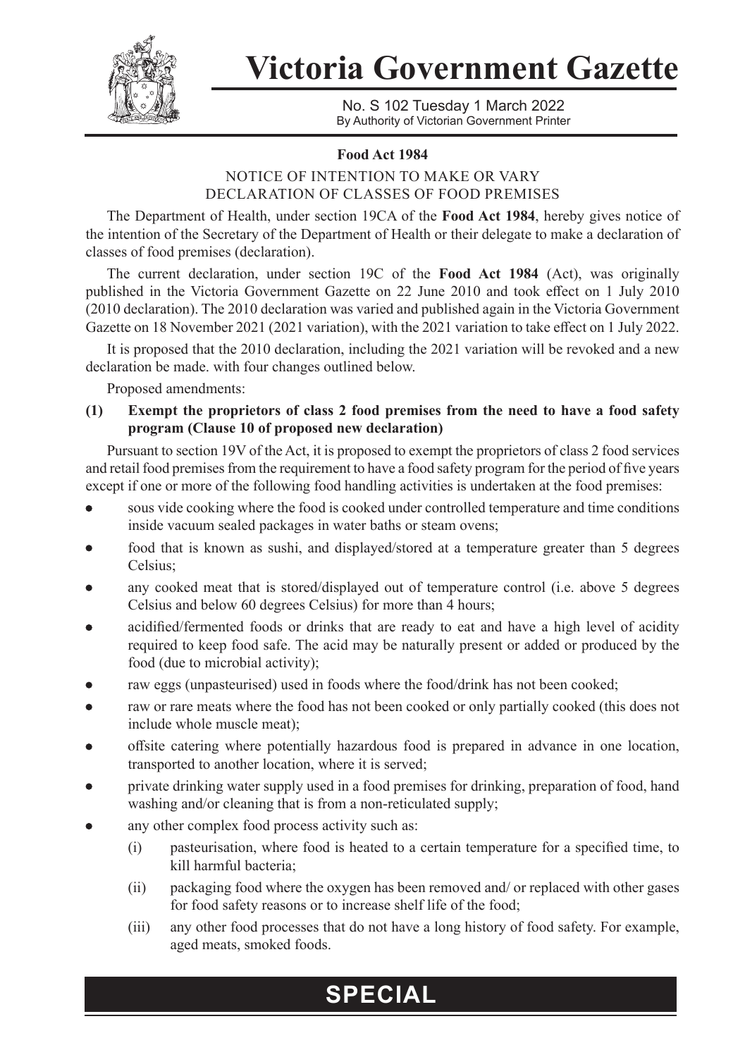# Victoria Government Gazette

No. S 102 Tuesday 1 March 2022
By Authority of Victorian Government Printer

## Food Act 1984

### NOTICE OF INTENTION TO MAKE OR VARY DECLARATION OF CLASSES OF FOOD PREMISES

The Department of Health, under section 19CA of the **Food Act 1984**, hereby gives notice of the intention of the Secretary of the Department of Health or their delegate to make a declaration of classes of food premises (declaration).

The current declaration, under section 19C of the **Food Act 1984** (Act), was originally published in the Victoria Government Gazette on 22 June 2010 and took effect on 1 July 2010 (2010 declaration). The 2010 declaration was varied and published again in the Victoria Government Gazette on 18 November 2021 (2021 variation), with the 2021 variation to take effect on 1 July 2022.

It is proposed that the 2010 declaration, including the 2021 variation will be revoked and a new declaration be made. with four changes outlined below.

Proposed amendments:

**(1) Exempt the proprietors of class 2 food premises from the need to have a food safety program (Clause 10 of proposed new declaration)**

Pursuant to section 19V of the Act, it is proposed to exempt the proprietors of class 2 food services and retail food premises from the requirement to have a food safety program for the period of five years except if one or more of the following food handling activities is undertaken at the food premises:

- sous vide cooking where the food is cooked under controlled temperature and time conditions inside vacuum sealed packages in water baths or steam ovens;
- food that is known as sushi, and displayed/stored at a temperature greater than 5 degrees Celsius;
- any cooked meat that is stored/displayed out of temperature control (i.e. above 5 degrees Celsius and below 60 degrees Celsius) for more than 4 hours;
- acidified/fermented foods or drinks that are ready to eat and have a high level of acidity required to keep food safe. The acid may be naturally present or added or produced by the food (due to microbial activity);
- raw eggs (unpasteurised) used in foods where the food/drink has not been cooked;
- raw or rare meats where the food has not been cooked or only partially cooked (this does not include whole muscle meat);
- offsite catering where potentially hazardous food is prepared in advance in one location, transported to another location, where it is served;
- private drinking water supply used in a food premises for drinking, preparation of food, hand washing and/or cleaning that is from a non-reticulated supply;
- any other complex food process activity such as:
  - (i) pasteurisation, where food is heated to a certain temperature for a specified time, to kill harmful bacteria;
  - (ii) packaging food where the oxygen has been removed and/ or replaced with other gases for food safety reasons or to increase shelf life of the food;
  - (iii) any other food processes that do not have a long history of food safety. For example, aged meats, smoked foods.

**SPECIAL**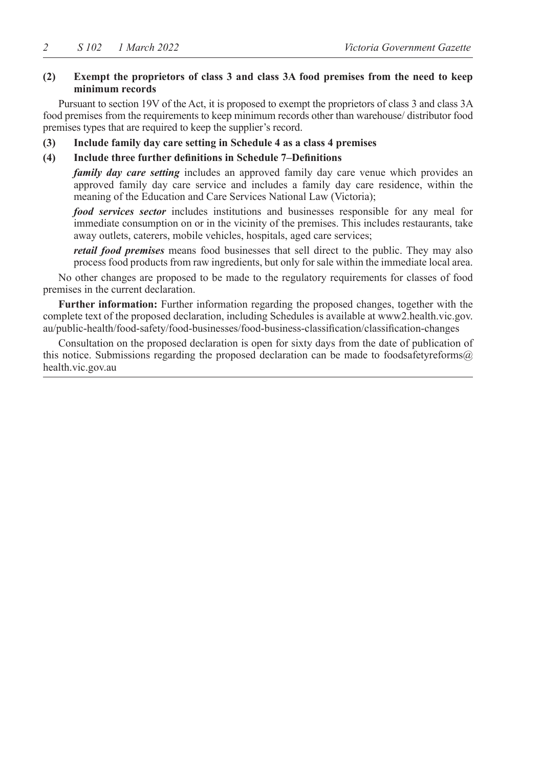**(2) Exempt the proprietors of class 3 and class 3A food premises from the need to keep minimum records**

Pursuant to section 19V of the Act, it is proposed to exempt the proprietors of class 3 and class 3A food premises from the requirements to keep minimum records other than warehouse/ distributor food premises types that are required to keep the supplier's record.

**(3) Include family day care setting in Schedule 4 as a class 4 premises**

**(4) Include three further definitions in Schedule 7–Definitions**

***family day care setting*** includes an approved family day care venue which provides an approved family day care service and includes a family day care residence, within the meaning of the Education and Care Services National Law (Victoria);

***food services sector*** includes institutions and businesses responsible for any meal for immediate consumption on or in the vicinity of the premises. This includes restaurants, take away outlets, caterers, mobile vehicles, hospitals, aged care services;

***retail food premises*** means food businesses that sell direct to the public. They may also process food products from raw ingredients, but only for sale within the immediate local area.

No other changes are proposed to be made to the regulatory requirements for classes of food premises in the current declaration.

**Further information:** Further information regarding the proposed changes, together with the complete text of the proposed declaration, including Schedules is available at www2.health.vic.gov.au/public-health/food-safety/food-businesses/food-business-classification/classification-changes

Consultation on the proposed declaration is open for sixty days from the date of publication of this notice. Submissions regarding the proposed declaration can be made to foodsafetyreforms@health.vic.gov.au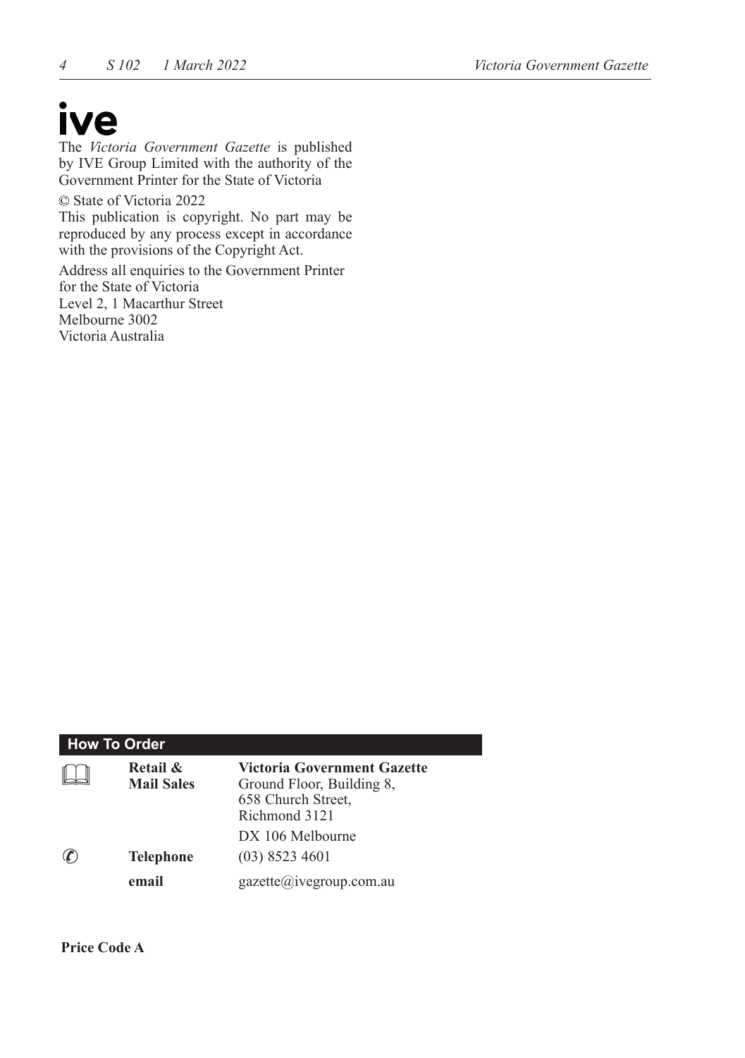ive

The *Victoria Government Gazette* is published by IVE Group Limited with the authority of the Government Printer for the State of Victoria

© State of Victoria 2022

This publication is copyright. No part may be reproduced by any process except in accordance with the provisions of the Copyright Act.

Address all enquiries to the Government Printer for the State of Victoria
Level 2, 1 Macarthur Street
Melbourne 3002
Victoria Australia

**How To Order**

| | | |
|---|---|---|
| | **Retail & Mail Sales** | **Victoria Government Gazette** Ground Floor, Building 8, 658 Church Street, Richmond 3121 |
| | | DX 106 Melbourne |
| | **Telephone** | (03) 8523 4601 |
| | **email** | gazette@ivegroup.com.au |

**Price Code A**